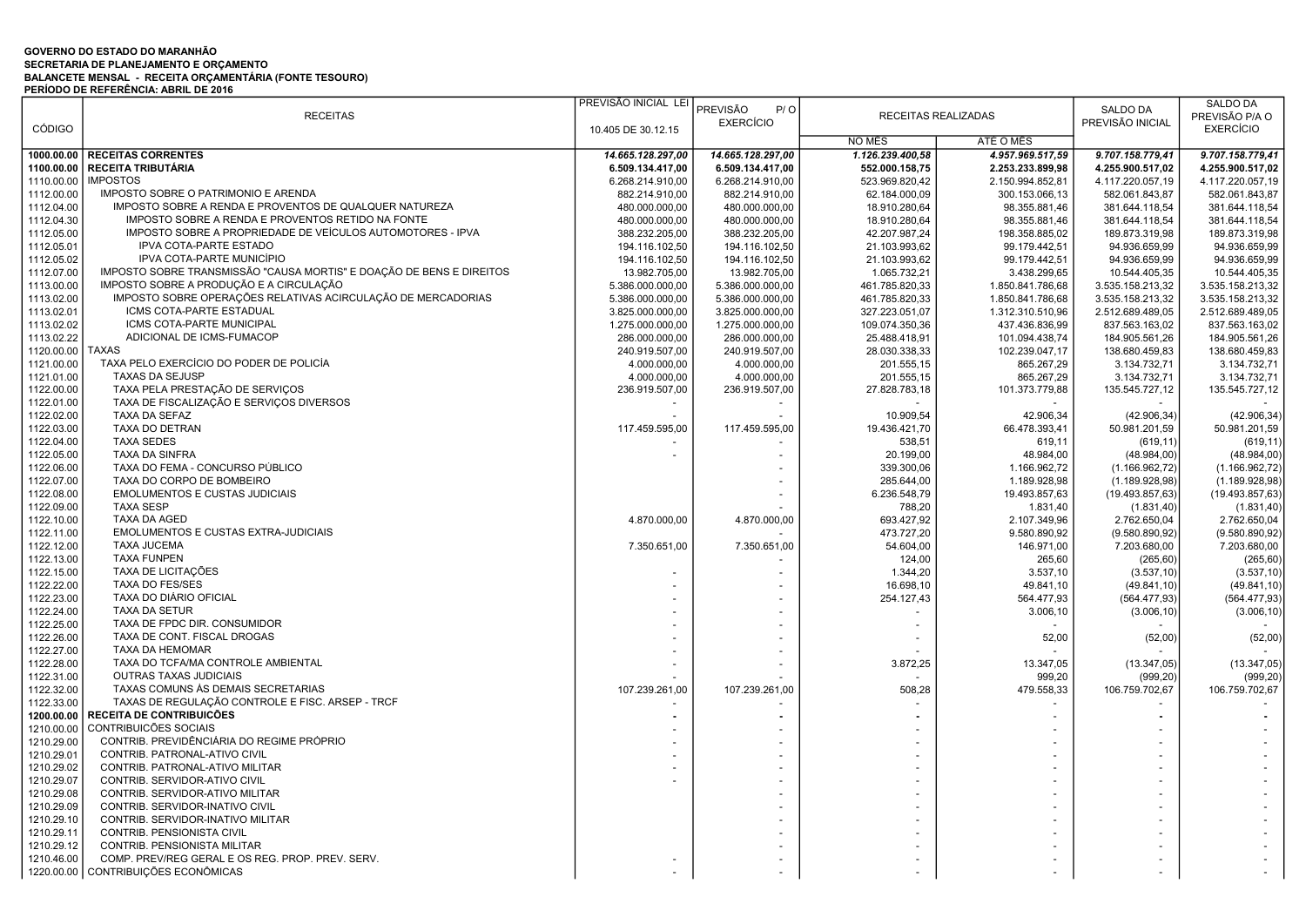**GOVERNO DO ESTADO DO MARANHÃO**
**SECRETARIA DE PLANEJAMENTO E ORÇAMENTO**
**BALANCETE MENSAL - RECEITA ORÇAMENTÁRIA (FONTE TESOURO)**
**PERÍODO DE REFERÊNCIA: ABRIL DE 2016**

| CÓDIGO | RECEITAS | PREVISÃO INICIAL LEI 10.405 DE 30.12.15 | PREVISÃO P/ O EXERCÍCIO | RECEITAS REALIZADAS | | SALDO DA PREVISÃO INICIAL | SALDO DA PREVISÃO P/A O EXERCÍCIO |
|---|---|---|---|---|---|---|---|
| | | | | NO MÊS | ATÉ O MÊS | | |
| **1000.00.00** | **RECEITAS CORRENTES** | ***14.665.128.297,00*** | ***14.665.128.297,00*** | ***1.126.239.400,58*** | ***4.957.969.517,59*** | ***9.707.158.779,41*** | ***9.707.158.779,41*** |
| **1100.00.00** | **RECEITA TRIBUTÁRIA** | **6.509.134.417,00** | **6.509.134.417,00** | **552.000.158,75** | **2.253.233.899,98** | **4.255.900.517,02** | **4.255.900.517,02** |
| 1110.00.00 | IMPOSTOS | 6.268.214.910,00 | 6.268.214.910,00 | 523.969.820,42 | 2.150.994.852,81 | 4.117.220.057,19 | 4.117.220.057,19 |
| 1112.00.00 | IMPOSTO SOBRE O PATRIMONIO E ARENDA | 882.214.910,00 | 882.214.910,00 | 62.184.000,09 | 300.153.066,13 | 582.061.843,87 | 582.061.843,87 |
| 1112.04.00 | IMPOSTO SOBRE A RENDA E PROVENTOS DE QUALQUER NATUREZA | 480.000.000,00 | 480.000.000,00 | 18.910.280,64 | 98.355.881,46 | 381.644.118,54 | 381.644.118,54 |
| 1112.04.30 | IMPOSTO SOBRE A RENDA E PROVENTOS RETIDO NA FONTE | 480.000.000,00 | 480.000.000,00 | 18.910.280,64 | 98.355.881,46 | 381.644.118,54 | 381.644.118,54 |
| 1112.05.00 | IMPOSTO SOBRE A PROPRIEDADE DE VEÍCULOS AUTOMOTORES - IPVA | 388.232.205,00 | 388.232.205,00 | 42.207.987,24 | 198.358.885,02 | 189.873.319,98 | 189.873.319,98 |
| 1112.05.01 | IPVA COTA-PARTE ESTADO | 194.116.102,50 | 194.116.102,50 | 21.103.993,62 | 99.179.442,51 | 94.936.659,99 | 94.936.659,99 |
| 1112.05.02 | IPVA COTA-PARTE MUNICÍPIO | 194.116.102,50 | 194.116.102,50 | 21.103.993,62 | 99.179.442,51 | 94.936.659,99 | 94.936.659,99 |
| 1112.07.00 | IMPOSTO SOBRE TRANSMISSÃO "CAUSA MORTIS" E DOAÇÃO DE BENS E DIREITOS | 13.982.705,00 | 13.982.705,00 | 1.065.732,21 | 3.438.299,65 | 10.544.405,35 | 10.544.405,35 |
| 1113.00.00 | IMPOSTO SOBRE A PRODUÇÃO E A CIRCULAÇÃO | 5.386.000.000,00 | 5.386.000.000,00 | 461.785.820,33 | 1.850.841.786,68 | 3.535.158.213,32 | 3.535.158.213,32 |
| 1113.02.00 | IMPOSTO SOBRE OPERAÇÕES RELATIVAS ACIRCULAÇÃO DE MERCADORIAS | 5.386.000.000,00 | 5.386.000.000,00 | 461.785.820,33 | 1.850.841.786,68 | 3.535.158.213,32 | 3.535.158.213,32 |
| 1113.02.01 | ICMS COTA-PARTE ESTADUAL | 3.825.000.000,00 | 3.825.000.000,00 | 327.223.051,07 | 1.312.310.510,96 | 2.512.689.489,05 | 2.512.689.489,05 |
| 1113.02.02 | ICMS COTA-PARTE MUNICIPAL | 1.275.000.000,00 | 1.275.000.000,00 | 109.074.350,36 | 437.436.836,99 | 837.563.163,02 | 837.563.163,02 |
| 1113.02.22 | ADICIONAL DE ICMS-FUMACOP | 286.000.000,00 | 286.000.000,00 | 25.488.418,91 | 101.094.438,74 | 184.905.561,26 | 184.905.561,26 |
| 1120.00.00 | TAXAS | 240.919.507,00 | 240.919.507,00 | 28.030.338,33 | 102.239.047,17 | 138.680.459,83 | 138.680.459,83 |
| 1121.00.00 | TAXA PELO EXERCÍCIO DO PODER DE POLICÍA | 4.000.000,00 | 4.000.000,00 | 201.555,15 | 865.267,29 | 3.134.732,71 | 3.134.732,71 |
| 1121.01.00 | TAXAS DA SEJUSP | 4.000.000,00 | 4.000.000,00 | 201.555,15 | 865.267,29 | 3.134.732,71 | 3.134.732,71 |
| 1122.00.00 | TAXA PELA PRESTAÇÃO DE SERVIÇOS | 236.919.507,00 | 236.919.507,00 | 27.828.783,18 | 101.373.779,88 | 135.545.727,12 | 135.545.727,12 |
| 1122.01.00 | TAXA DE FISCALIZAÇÃO E SERVIÇOS DIVERSOS | - | - | - | - | - | - |
| 1122.02.00 | TAXA DA SEFAZ | - | - | 10.909,54 | 42.906,34 | (42.906,34) | (42.906,34) |
| 1122.03.00 | TAXA DO DETRAN | 117.459.595,00 | 117.459.595,00 | 19.436.421,70 | 66.478.393,41 | 50.981.201,59 | 50.981.201,59 |
| 1122.04.00 | TAXA SEDES | - | - | 538,51 | 619,11 | (619,11) | (619,11) |
| 1122.05.00 | TAXA DA SINFRA | - | - | 20.199,00 | 48.984,00 | (48.984,00) | (48.984,00) |
| 1122.06.00 | TAXA DO FEMA - CONCURSO PÚBLICO | | - | 339.300,06 | 1.166.962,72 | (1.166.962,72) | (1.166.962,72) |
| 1122.07.00 | TAXA DO CORPO DE BOMBEIRO | | - | 285.644,00 | 1.189.928,98 | (1.189.928,98) | (1.189.928,98) |
| 1122.08.00 | EMOLUMENTOS E CUSTAS JUDICIAIS | | - | 6.236.548,79 | 19.493.857,63 | (19.493.857,63) | (19.493.857,63) |
| 1122.09.00 | TAXA SESP | | - | 788,20 | 1.831,40 | (1.831,40) | (1.831,40) |
| 1122.10.00 | TAXA DA AGED | 4.870.000,00 | 4.870.000,00 | 693.427,92 | 2.107.349,96 | 2.762.650,04 | 2.762.650,04 |
| 1122.11.00 | EMOLUMENTOS E CUSTAS EXTRA-JUDICIAIS | | - | 473.727,20 | 9.580.890,92 | (9.580.890,92) | (9.580.890,92) |
| 1122.12.00 | TAXA JUCEMA | 7.350.651,00 | 7.350.651,00 | 54.604,00 | 146.971,00 | 7.203.680,00 | 7.203.680,00 |
| 1122.13.00 | TAXA FUNPEN | | - | 124,00 | 265,60 | (265,60) | (265,60) |
| 1122.15.00 | TAXA DE LICITAÇÕES | - | - | 1.344,20 | 3.537,10 | (3.537,10) | (3.537,10) |
| 1122.22.00 | TAXA DO FES/SES | - | - | 16.698,10 | 49.841,10 | (49.841,10) | (49.841,10) |
| 1122.23.00 | TAXA DO DIÁRIO OFICIAL | - | - | 254.127,43 | 564.477,93 | (564.477,93) | (564.477,93) |
| 1122.24.00 | TAXA DA SETUR | - | - | - | 3.006,10 | (3.006,10) | (3.006,10) |
| 1122.25.00 | TAXA DE FPDC DIR. CONSUMIDOR | - | - | - | - | - | - |
| 1122.26.00 | TAXA DE CONT. FISCAL DROGAS | - | - | - | 52,00 | (52,00) | (52,00) |
| 1122.27.00 | TAXA DA HEMOMAR | - | - | - | - | - | - |
| 1122.28.00 | TAXA DO TCFA/MA CONTROLE AMBIENTAL | - | - | 3.872,25 | 13.347,05 | (13.347,05) | (13.347,05) |
| 1122.31.00 | OUTRAS TAXAS JUDICIAIS | - | - | - | 999,20 | (999,20) | (999,20) |
| 1122.32.00 | TAXAS COMUNS ÁS DEMAIS SECRETARIAS | 107.239.261,00 | 107.239.261,00 | 508,28 | 479.558,33 | 106.759.702,67 | 106.759.702,67 |
| 1122.33.00 | TAXAS DE REGULAÇÃO CONTROLE E FISC. ARSEP - TRCF | - | - | - | - | - | - |
| **1200.00.00** | **RECEITA DE CONTRIBUIÇÕES** | **-** | **-** | **-** | - | **-** | **-** |
| 1210.00.00 | CONTRIBUICÕES SOCIAIS | - | - | - | - | - | - |
| 1210.29.00 | CONTRIB. PREVIDÊNCIÁRIA DO REGIME PRÓPRIO | - | - | - | - | - | - |
| 1210.29.01 | CONTRIB. PATRONAL-ATIVO CIVIL | - | - | - | - | - | - |
| 1210.29.02 | CONTRIB. PATRONAL-ATIVO MILITAR | - | - | - | - | - | - |
| 1210.29.07 | CONTRIB. SERVIDOR-ATIVO CIVIL | - | - | - | - | - | - |
| 1210.29.08 | CONTRIB. SERVIDOR-ATIVO MILITAR | | - | - | - | - | - |
| 1210.29.09 | CONTRIB. SERVIDOR-INATIVO CIVIL | | - | - | - | - | - |
| 1210.29.10 | CONTRIB. SERVIDOR-INATIVO MILITAR | | - | - | - | - | - |
| 1210.29.11 | CONTRIB. PENSIONISTA CIVIL | | - | - | - | - | - |
| 1210.29.12 | CONTRIB. PENSIONISTA MILITAR | | - | - | - | - | - |
| 1210.46.00 | COMP. PREV/REG GERAL E OS REG. PROP. PREV. SERV. | - | - | - | - | - | - |
| 1220.00.00 | CONTRIBUIÇÕES ECONÔMICAS | - | - | - | - | - | - |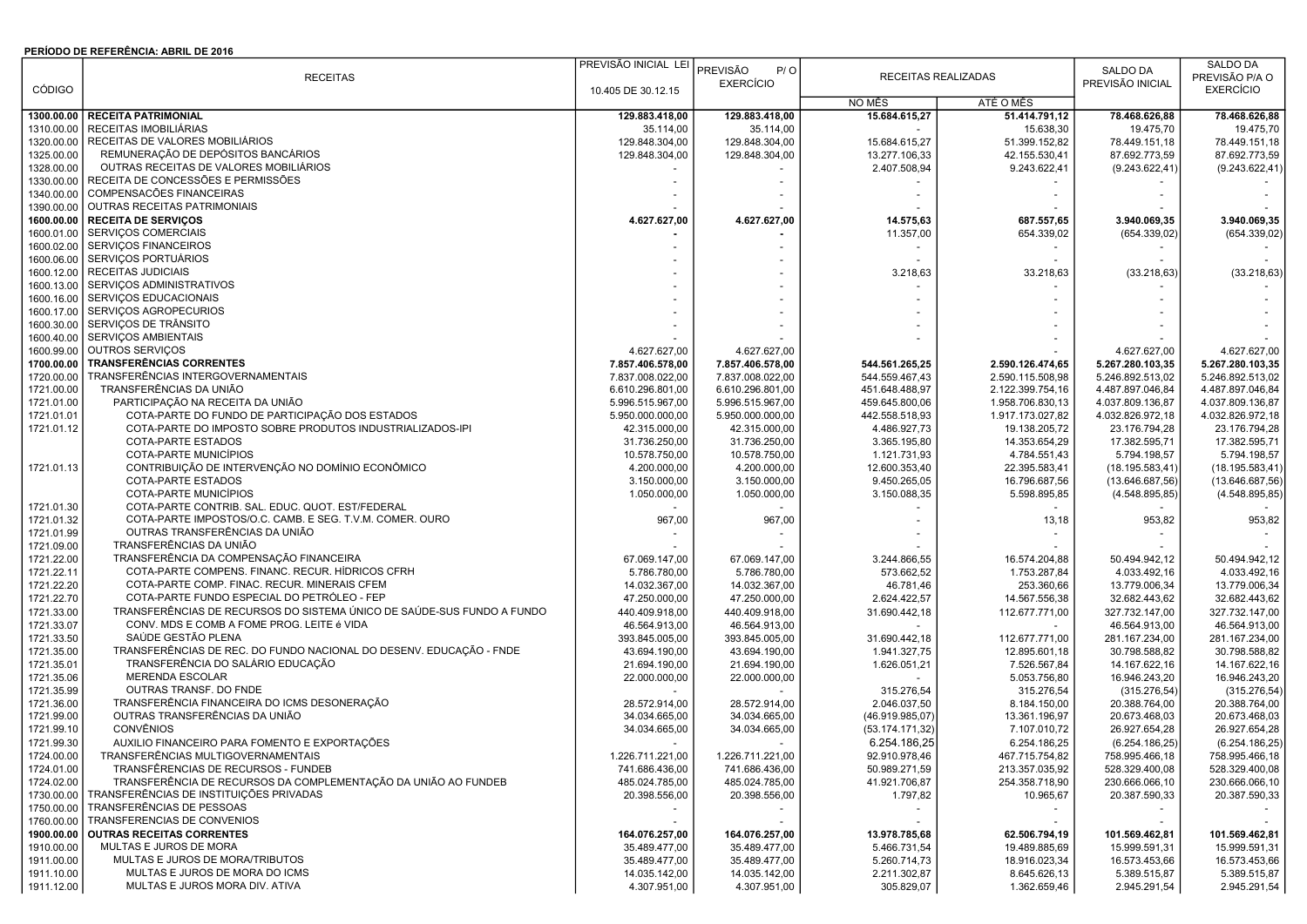**PERÍODO DE REFERÊNCIA: ABRIL DE 2016**

| CÓDIGO | RECEITAS | PREVISÃO INICIAL LEI 10.405 DE 30.12.15 | PREVISÃO P/ O EXERCÍCIO | RECEITAS REALIZADAS | | SALDO DA PREVISÃO INICIAL | SALDO DA PREVISÃO P/A O EXERCÍCIO |
|---|---|---|---|---|---|---|---|
| | | | | NO MÊS | ATÉ O MÊS | | |
| **1300.00.00** | **RECEITA PATRIMONIAL** | **129.883.418,00** | **129.883.418,00** | **15.684.615,27** | **51.414.791,12** | **78.468.626,88** | **78.468.626,88** |
| 1310.00.00 | RECEITAS IMOBILIÁRIAS | 35.114,00 | 35.114,00 | - | 15.638,30 | 19.475,70 | 19.475,70 |
| 1320.00.00 | RECEITAS DE VALORES MOBILIÁRIOS | 129.848.304,00 | 129.848.304,00 | 15.684.615,27 | 51.399.152,82 | 78.449.151,18 | 78.449.151,18 |
| 1325.00.00 | REMUNERAÇÃO DE DEPÓSITOS BANCÁRIOS | 129.848.304,00 | 129.848.304,00 | 13.277.106,33 | 42.155.530,41 | 87.692.773,59 | 87.692.773,59 |
| 1328.00.00 | OUTRAS RECEITAS DE VALORES MOBILIÁRIOS | - | - | 2.407.508,94 | 9.243.622,41 | (9.243.622,41) | (9.243.622,41) |
| 1330.00.00 | RECEITA DE CONCESSÕES E PERMISSÕES | - | - | - | - | - | - |
| 1340.00.00 | COMPENSACÕES FINANCEIRAS | - | - | - | - | - | - |
| 1390.00.00 | OUTRAS RECEITAS PATRIMONIAIS | - | - | - | - | - | - |
| **1600.00.00** | **RECEITA DE SERVIÇOS** | **4.627.627,00** | **4.627.627,00** | **14.575,63** | **687.557,65** | **3.940.069,35** | **3.940.069,35** |
| 1600.01.00 | SERVIÇOS COMERCIAIS | **-** | **-** | 11.357,00 | 654.339,02 | (654.339,02) | (654.339,02) |
| 1600.02.00 | SERVIÇOS FINANCEIROS | - | - | - | - | - | - |
| 1600.06.00 | SERVIÇOS PORTUÁRIOS | - | - | - | - | - | - |
| 1600.12.00 | RECEITAS JUDICIAIS | - | - | 3.218,63 | 33.218,63 | (33.218,63) | (33.218,63) |
| 1600.13.00 | SERVIÇOS ADMINISTRATIVOS | - | - | - | - | - | - |
| 1600.16.00 | SERVIÇOS EDUCACIONAIS | - | - | - | - | - | - |
| 1600.17.00 | SERVIÇOS AGROPECURIOS | - | - | - | - | - | - |
| 1600.30.00 | SERVIÇOS DE TRÂNSITO | - | - | - | - | - | - |
| 1600.40.00 | SERVIÇOS AMBIENTAIS | - | - | - | - | - | - |
| 1600.99.00 | OUTROS SERVIÇOS | 4.627.627,00 | 4.627.627,00 | - | - | 4.627.627,00 | 4.627.627,00 |
| **1700.00.00** | **TRANSFERÊNCIAS CORRENTES** | **7.857.406.578,00** | **7.857.406.578,00** | **544.561.265,25** | **2.590.126.474,65** | **5.267.280.103,35** | **5.267.280.103,35** |
| 1720.00.00 | TRANSFERÊNCIAS INTERGOVERNAMENTAIS | 7.837.008.022,00 | 7.837.008.022,00 | 544.559.467,43 | 2.590.115.508,98 | 5.246.892.513,02 | 5.246.892.513,02 |
| 1721.00.00 | TRANSFERÊNCIAS DA UNIÃO | 6.610.296.801,00 | 6.610.296.801,00 | 451.648.488,97 | 2.122.399.754,16 | 4.487.897.046,84 | 4.487.897.046,84 |
| 1721.01.00 | PARTICIPAÇÃO NA RECEITA DA UNIÃO | 5.996.515.967,00 | 5.996.515.967,00 | 459.645.800,06 | 1.958.706.830,13 | 4.037.809.136,87 | 4.037.809.136,87 |
| 1721.01.01 | COTA-PARTE DO FUNDO DE PARTICIPAÇÃO DOS ESTADOS | 5.950.000.000,00 | 5.950.000.000,00 | 442.558.518,93 | 1.917.173.027,82 | 4.032.826.972,18 | 4.032.826.972,18 |
| 1721.01.12 | COTA-PARTE DO IMPOSTO SOBRE PRODUTOS INDUSTRIALIZADOS-IPI | 42.315.000,00 | 42.315.000,00 | 4.486.927,73 | 19.138.205,72 | 23.176.794,28 | 23.176.794,28 |
| | COTA-PARTE ESTADOS | 31.736.250,00 | 31.736.250,00 | 3.365.195,80 | 14.353.654,29 | 17.382.595,71 | 17.382.595,71 |
| | COTA-PARTE MUNICÍPIOS | 10.578.750,00 | 10.578.750,00 | 1.121.731,93 | 4.784.551,43 | 5.794.198,57 | 5.794.198,57 |
| 1721.01.13 | CONTRIBUIÇÃO DE INTERVENÇÃO NO DOMÍNIO ECONÔMICO | 4.200.000,00 | 4.200.000,00 | 12.600.353,40 | 22.395.583,41 | (18.195.583,41) | (18.195.583,41) |
| | COTA-PARTE ESTADOS | 3.150.000,00 | 3.150.000,00 | 9.450.265,05 | 16.796.687,56 | (13.646.687,56) | (13.646.687,56) |
| | COTA-PARTE MUNICÍPIOS | 1.050.000,00 | 1.050.000,00 | 3.150.088,35 | 5.598.895,85 | (4.548.895,85) | (4.548.895,85) |
| 1721.01.30 | COTA-PARTE CONTRIB. SAL. EDUC. QUOT. EST/FEDERAL | - | - | - | - | - | - |
| 1721.01.32 | COTA-PARTE IMPOSTOS/O.C. CAMB. E SEG. T.V.M. COMER. OURO | 967,00 | 967,00 | - | 13,18 | 953,82 | 953,82 |
| 1721.01.99 | OUTRAS TRANSFERÊNCIAS DA UNIÃO | - | - | - | - | - | - |
| 1721.09.00 | TRANSFERÊNCIAS DA UNIÃO | - | - | - | - | - | - |
| 1721.22.00 | TRANSFERÊNCIA DA COMPENSAÇÃO FINANCEIRA | 67.069.147,00 | 67.069.147,00 | 3.244.866,55 | 16.574.204,88 | 50.494.942,12 | 50.494.942,12 |
| 1721.22.11 | COTA-PARTE COMPENS. FINANC. RECUR. HÍDRICOS CFRH | 5.786.780,00 | 5.786.780,00 | 573.662,52 | 1.753.287,84 | 4.033.492,16 | 4.033.492,16 |
| 1721.22.20 | COTA-PARTE COMP. FINAC. RECUR. MINERAIS CFEM | 14.032.367,00 | 14.032.367,00 | 46.781,46 | 253.360,66 | 13.779.006,34 | 13.779.006,34 |
| 1721.22.70 | COTA-PARTE FUNDO ESPECIAL DO PETRÓLEO - FEP | 47.250.000,00 | 47.250.000,00 | 2.624.422,57 | 14.567.556,38 | 32.682.443,62 | 32.682.443,62 |
| 1721.33.00 | TRANSFERÊNCIAS DE RECURSOS DO SISTEMA ÚNICO DE SAÚDE-SUS FUNDO A FUNDO | 440.409.918,00 | 440.409.918,00 | 31.690.442,18 | 112.677.771,00 | 327.732.147,00 | 327.732.147,00 |
| 1721.33.07 | CONV. MDS E COMB A FOME PROG. LEITE é VIDA | 46.564.913,00 | 46.564.913,00 | - | - | 46.564.913,00 | 46.564.913,00 |
| 1721.33.50 | SAÚDE GESTÃO PLENA | 393.845.005,00 | 393.845.005,00 | 31.690.442,18 | 112.677.771,00 | 281.167.234,00 | 281.167.234,00 |
| 1721.35.00 | TRANSFERÊNCIAS DE REC. DO FUNDO NACIONAL DO DESENV. EDUCAÇÃO - FNDE | 43.694.190,00 | 43.694.190,00 | 1.941.327,75 | 12.895.601,18 | 30.798.588,82 | 30.798.588,82 |
| 1721.35.01 | TRANSFERÊNCIA DO SALÁRIO EDUCAÇÃO | 21.694.190,00 | 21.694.190,00 | 1.626.051,21 | 7.526.567,84 | 14.167.622,16 | 14.167.622,16 |
| 1721.35.06 | MERENDA ESCOLAR | 22.000.000,00 | 22.000.000,00 | - | 5.053.756,80 | 16.946.243,20 | 16.946.243,20 |
| 1721.35.99 | OUTRAS TRANSF. DO FNDE | - | - | 315.276,54 | 315.276,54 | (315.276,54) | (315.276,54) |
| 1721.36.00 | TRANSFERÊNCIA FINANCEIRA DO ICMS DESONERAÇÃO | 28.572.914,00 | 28.572.914,00 | 2.046.037,50 | 8.184.150,00 | 20.388.764,00 | 20.388.764,00 |
| 1721.99.00 | OUTRAS TRANSFERÊNCIAS DA UNIÃO | 34.034.665,00 | 34.034.665,00 | (46.919.985,07) | 13.361.196,97 | 20.673.468,03 | 20.673.468,03 |
| 1721.99.10 | CONVÊNIOS | 34.034.665,00 | 34.034.665,00 | (53.174.171,32) | 7.107.010,72 | 26.927.654,28 | 26.927.654,28 |
| 1721.99.30 | AUXILIO FINANCEIRO PARA FOMENTO E EXPORTAÇÕES | - | - | 6.254.186,25 | 6.254.186,25 | (6.254.186,25) | (6.254.186,25) |
| 1724.00.00 | TRANSFERÊNCIAS MULTIGOVERNAMENTAIS | 1.226.711.221,00 | 1.226.711.221,00 | 92.910.978,46 | 467.715.754,82 | 758.995.466,18 | 758.995.466,18 |
| 1724.01.00 | TRANSFÊRENCIAS DE RECURSOS - FUNDEB | 741.686.436,00 | 741.686.436,00 | 50.989.271,59 | 213.357.035,92 | 528.329.400,08 | 528.329.400,08 |
| 1724.02.00 | TRANSFERÊNCIA DE RECURSOS DA COMPLEMENTAÇÃO DA UNIÃO AO FUNDEB | 485.024.785,00 | 485.024.785,00 | 41.921.706,87 | 254.358.718,90 | 230.666.066,10 | 230.666.066,10 |
| 1730.00.00 | TRANSFERÊNCIAS DE INSTITUIÇÕES PRIVADAS | 20.398.556,00 | 20.398.556,00 | 1.797,82 | 10.965,67 | 20.387.590,33 | 20.387.590,33 |
| 1750.00.00 | TRANSFERÊNCIAS DE PESSOAS | - | - | - | - | - | - |
| 1760.00.00 | TRANSFERENCIAS DE CONVENIOS | - | - | - | - | - | - |
| **1900.00.00** | **OUTRAS RECEITAS CORRENTES** | **164.076.257,00** | **164.076.257,00** | **13.978.785,68** | **62.506.794,19** | **101.569.462,81** | **101.569.462,81** |
| 1910.00.00 | MULTAS E JUROS DE MORA | 35.489.477,00 | 35.489.477,00 | 5.466.731,54 | 19.489.885,69 | 15.999.591,31 | 15.999.591,31 |
| 1911.00.00 | MULTAS E JUROS DE MORA/TRIBUTOS | 35.489.477,00 | 35.489.477,00 | 5.260.714,73 | 18.916.023,34 | 16.573.453,66 | 16.573.453,66 |
| 1911.10.00 | MULTAS E JUROS DE MORA DO ICMS | 14.035.142,00 | 14.035.142,00 | 2.211.302,87 | 8.645.626,13 | 5.389.515,87 | 5.389.515,87 |
| 1911.12.00 | MULTAS E JUROS MORA DIV. ATIVA | 4.307.951,00 | 4.307.951,00 | 305.829,07 | 1.362.659,46 | 2.945.291,54 | 2.945.291,54 |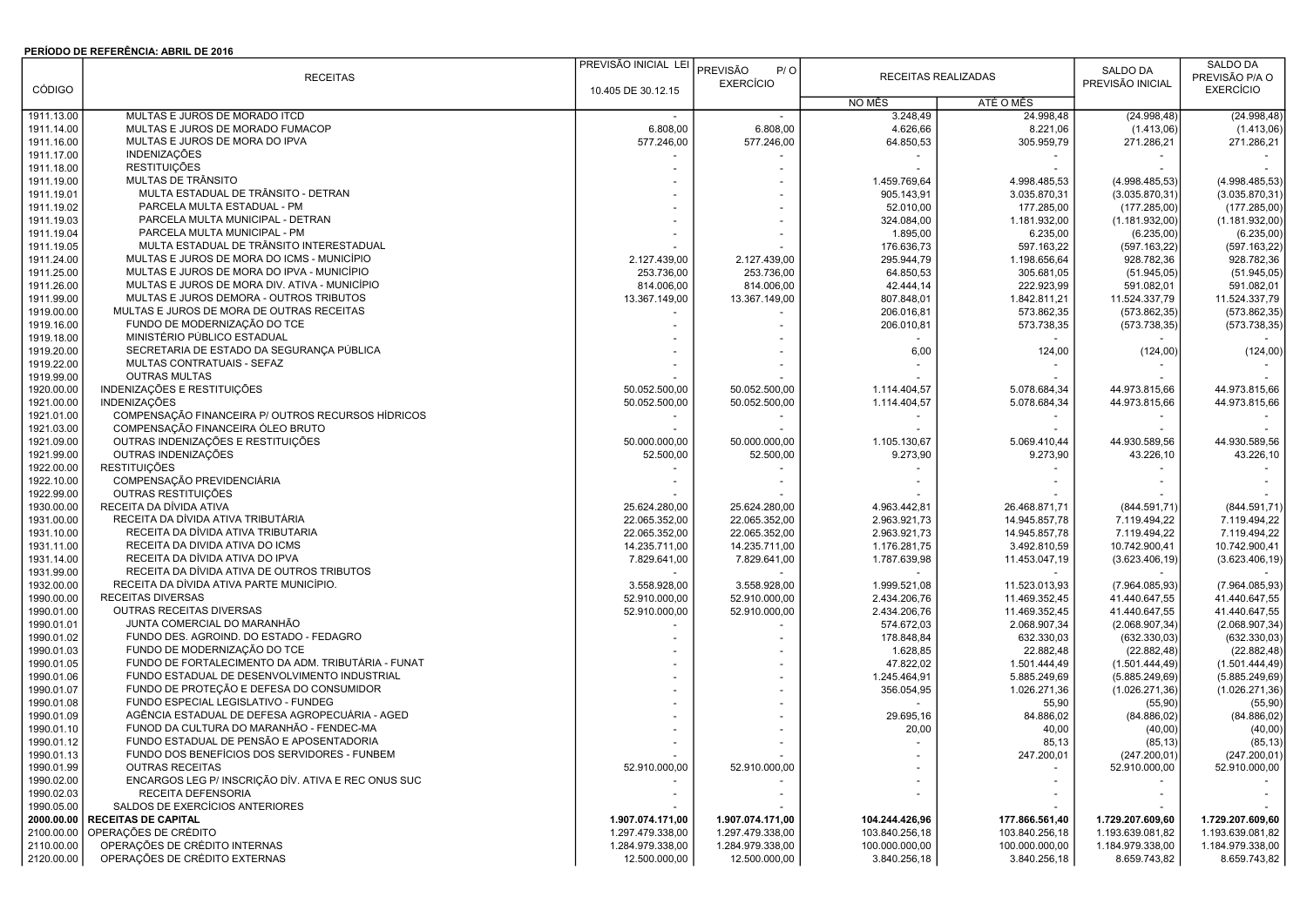**PERÍODO DE REFERÊNCIA: ABRIL DE 2016**

| CÓDIGO | RECEITAS | PREVISÃO INICIAL LEI 10.405 DE 30.12.15 | PREVISÃO P/O EXERCÍCIO | RECEITAS REALIZADAS | | SALDO DA PREVISÃO INICIAL | SALDO DA PREVISÃO P/A O EXERCÍCIO |
|---|---|---|---|---|---|---|---|
| | | | | NO MÊS | ATÉ O MÊS | | |
| 1911.13.00 | MULTAS E JUROS DE MORADO ITCD | - | - | 3.248,49 | 24.998,48 | (24.998,48) | (24.998,48) |
| 1911.14.00 | MULTAS E JUROS DE MORADO FUMACOP | 6.808,00 | 6.808,00 | 4.626,66 | 8.221,06 | (1.413,06) | (1.413,06) |
| 1911.16.00 | MULTAS E JUROS DE MORA DO IPVA | 577.246,00 | 577.246,00 | 64.850,53 | 305.959,79 | 271.286,21 | 271.286,21 |
| 1911.17.00 | INDENIZAÇÕES | - | - | - | - | - | - |
| 1911.18.00 | RESTITUIÇÕES | - | - | - | - | - | - |
| 1911.19.00 | MULTAS DE TRÂNSITO | - | - | 1.459.769,64 | 4.998.485,53 | (4.998.485,53) | (4.998.485,53) |
| 1911.19.01 | MULTA ESTADUAL DE TRÂNSITO - DETRAN | - | - | 905.143,91 | 3.035.870,31 | (3.035.870,31) | (3.035.870,31) |
| 1911.19.02 | PARCELA MULTA ESTADUAL - PM | - | - | 52.010,00 | 177.285,00 | (177.285,00) | (177.285,00) |
| 1911.19.03 | PARCELA MULTA MUNICIPAL - DETRAN | - | - | 324.084,00 | 1.181.932,00 | (1.181.932,00) | (1.181.932,00) |
| 1911.19.04 | PARCELA MULTA MUNICIPAL - PM | - | - | 1.895,00 | 6.235,00 | (6.235,00) | (6.235,00) |
| 1911.19.05 | MULTA ESTADUAL DE TRÂNSITO INTERESTADUAL | - | - | 176.636,73 | 597.163,22 | (597.163,22) | (597.163,22) |
| 1911.24.00 | MULTAS E JUROS DE MORA DO ICMS - MUNICÍPIO | 2.127.439,00 | 2.127.439,00 | 295.944,79 | 1.198.656,64 | 928.782,36 | 928.782,36 |
| 1911.25.00 | MULTAS E JUROS DE MORA DO IPVA - MUNICÍPIO | 253.736,00 | 253.736,00 | 64.850,53 | 305.681,05 | (51.945,05) | (51.945,05) |
| 1911.26.00 | MULTAS E JUROS DE MORA DIV. ATIVA - MUNICÍPIO | 814.006,00 | 814.006,00 | 42.444,14 | 222.923,99 | 591.082,01 | 591.082,01 |
| 1911.99.00 | MULTAS E JUROS DEMORA - OUTROS TRIBUTOS | 13.367.149,00 | 13.367.149,00 | 807.848,01 | 1.842.811,21 | 11.524.337,79 | 11.524.337,79 |
| 1919.00.00 | MULTAS E JUROS DE MORA DE OUTRAS RECEITAS | - | - | 206.016,81 | 573.862,35 | (573.862,35) | (573.862,35) |
| 1919.16.00 | FUNDO DE MODERNIZAÇÃO DO TCE | - | - | 206.010,81 | 573.738,35 | (573.738,35) | (573.738,35) |
| 1919.18.00 | MINISTÉRIO PÚBLICO ESTADUAL | - | - | - | - | - | - |
| 1919.20.00 | SECRETARIA DE ESTADO DA SEGURANÇA PÚBLICA | - | - | 6,00 | 124,00 | (124,00) | (124,00) |
| 1919.22.00 | MULTAS CONTRATUAIS - SEFAZ | - | - | - | - | - | - |
| 1919.99.00 | OUTRAS MULTAS | - | - | - | - | - | - |
| 1920.00.00 | INDENIZAÇÕES E RESTITUIÇÕES | 50.052.500,00 | 50.052.500,00 | 1.114.404,57 | 5.078.684,34 | 44.973.815,66 | 44.973.815,66 |
| 1921.00.00 | INDENIZAÇÕES | 50.052.500,00 | 50.052.500,00 | 1.114.404,57 | 5.078.684,34 | 44.973.815,66 | 44.973.815,66 |
| 1921.01.00 | COMPENSAÇÃO FINANCEIRA P/ OUTROS RECURSOS HÍDRICOS | - | - | - | - | - | - |
| 1921.03.00 | COMPENSAÇÃO FINANCEIRA ÓLEO BRUTO | - | - | - | - | - | - |
| 1921.09.00 | OUTRAS INDENIZAÇÕES E RESTITUIÇÕES | 50.000.000,00 | 50.000.000,00 | 1.105.130,67 | 5.069.410,44 | 44.930.589,56 | 44.930.589,56 |
| 1921.99.00 | OUTRAS INDENIZAÇÕES | 52.500,00 | 52.500,00 | 9.273,90 | 9.273,90 | 43.226,10 | 43.226,10 |
| 1922.00.00 | RESTITUIÇÕES | - | - | - | - | - | - |
| 1922.10.00 | COMPENSAÇÃO PREVIDENCIÁRIA | - | - | - | - | - | - |
| 1922.99.00 | OUTRAS RESTITUIÇÕES | - | - | - | - | - | - |
| 1930.00.00 | RECEITA DA DÍVIDA ATIVA | 25.624.280,00 | 25.624.280,00 | 4.963.442,81 | 26.468.871,71 | (844.591,71) | (844.591,71) |
| 1931.00.00 | RECEITA DA DÍVIDA ATIVA TRIBUTÁRIA | 22.065.352,00 | 22.065.352,00 | 2.963.921,73 | 14.945.857,78 | 7.119.494,22 | 7.119.494,22 |
| 1931.10.00 | RECEITA DA DÍVIDA ATIVA TRIBUTARIA | 22.065.352,00 | 22.065.352,00 | 2.963.921,73 | 14.945.857,78 | 7.119.494,22 | 7.119.494,22 |
| 1931.11.00 | RECEITA DA DIVIDA ATIVA DO ICMS | 14.235.711,00 | 14.235.711,00 | 1.176.281,75 | 3.492.810,59 | 10.742.900,41 | 10.742.900,41 |
| 1931.14.00 | RECEITA DA DÍVIDA ATIVA DO IPVA | 7.829.641,00 | 7.829.641,00 | 1.787.639,98 | 11.453.047,19 | (3.623.406,19) | (3.623.406,19) |
| 1931.99.00 | RECEITA DA DÍVIDA ATIVA DE OUTROS TRIBUTOS | - | - | - | - | - | - |
| 1932.00.00 | RECEITA DA DÍVIDA ATIVA PARTE MUNICÍPIO. | 3.558.928,00 | 3.558.928,00 | 1.999.521,08 | 11.523.013,93 | (7.964.085,93) | (7.964.085,93) |
| 1990.00.00 | RECEITAS DIVERSAS | 52.910.000,00 | 52.910.000,00 | 2.434.206,76 | 11.469.352,45 | 41.440.647,55 | 41.440.647,55 |
| 1990.01.00 | OUTRAS RECEITAS DIVERSAS | 52.910.000,00 | 52.910.000,00 | 2.434.206,76 | 11.469.352,45 | 41.440.647,55 | 41.440.647,55 |
| 1990.01.01 | JUNTA COMERCIAL DO MARANHÃO | - | - | 574.672,03 | 2.068.907,34 | (2.068.907,34) | (2.068.907,34) |
| 1990.01.02 | FUNDO DES. AGROIND. DO ESTADO - FEDAGRO | - | - | 178.848,84 | 632.330,03 | (632.330,03) | (632.330,03) |
| 1990.01.03 | FUNDO DE MODERNIZAÇÃO DO TCE | - | - | 1.628,85 | 22.882,48 | (22.882,48) | (22.882,48) |
| 1990.01.05 | FUNDO DE FORTALECIMENTO DA ADM. TRIBUTÁRIA - FUNAT | - | - | 47.822,02 | 1.501.444,49 | (1.501.444,49) | (1.501.444,49) |
| 1990.01.06 | FUNDO ESTADUAL DE DESENVOLVIMENTO INDUSTRIAL | - | - | 1.245.464,91 | 5.885.249,69 | (5.885.249,69) | (5.885.249,69) |
| 1990.01.07 | FUNDO DE PROTEÇÃO E DEFESA DO CONSUMIDOR | - | - | 356.054,95 | 1.026.271,36 | (1.026.271,36) | (1.026.271,36) |
| 1990.01.08 | FUNDO ESPECIAL LEGISLATIVO - FUNDEG | - | - | - | 55,90 | (55,90) | (55,90) |
| 1990.01.09 | AGÊNCIA ESTADUAL DE DEFESA AGROPECUÁRIA - AGED | - | - | 29.695,16 | 84.886,02 | (84.886,02) | (84.886,02) |
| 1990.01.10 | FUNOD DA CULTURA DO MARANHÃO - FENDEC-MA | - | - | 20,00 | 40,00 | (40,00) | (40,00) |
| 1990.01.12 | FUNDO ESTADUAL DE PENSÃO E APOSENTADORIA | - | - | - | 85,13 | (85,13) | (85,13) |
| 1990.01.13 | FUNDO DOS BENEFÍCIOS DOS SERVIDORES - FUNBEM | - | - | - | 247.200,01 | (247.200,01) | (247.200,01) |
| 1990.01.99 | OUTRAS RECEITAS | 52.910.000,00 | 52.910.000,00 | - | - | 52.910.000,00 | 52.910.000,00 |
| 1990.02.00 | ENCARGOS LEG P/ INSCRIÇÃO DÍV. ATIVA E REC ONUS SUC | - | - | - | - | - | - |
| 1990.02.03 | RECEITA DEFENSORIA | - | - | - | - | - | - |
| 1990.05.00 | SALDOS DE EXERCÍCIOS ANTERIORES | - | - | - | - | - | - |
| **2000.00.00** | **RECEITAS DE CAPITAL** | **1.907.074.171,00** | **1.907.074.171,00** | **104.244.426,96** | **177.866.561,40** | **1.729.207.609,60** | **1.729.207.609,60** |
| 2100.00.00 | OPERAÇÕES DE CRÉDITO | 1.297.479.338,00 | 1.297.479.338,00 | 103.840.256,18 | 103.840.256,18 | 1.193.639.081,82 | 1.193.639.081,82 |
| 2110.00.00 | OPERAÇÕES DE CRÉDITO INTERNAS | 1.284.979.338,00 | 1.284.979.338,00 | 100.000.000,00 | 100.000.000,00 | 1.184.979.338,00 | 1.184.979.338,00 |
| 2120.00.00 | OPERAÇÕES DE CRÉDITO EXTERNAS | 12.500.000,00 | 12.500.000,00 | 3.840.256,18 | 3.840.256,18 | 8.659.743,82 | 8.659.743,82 |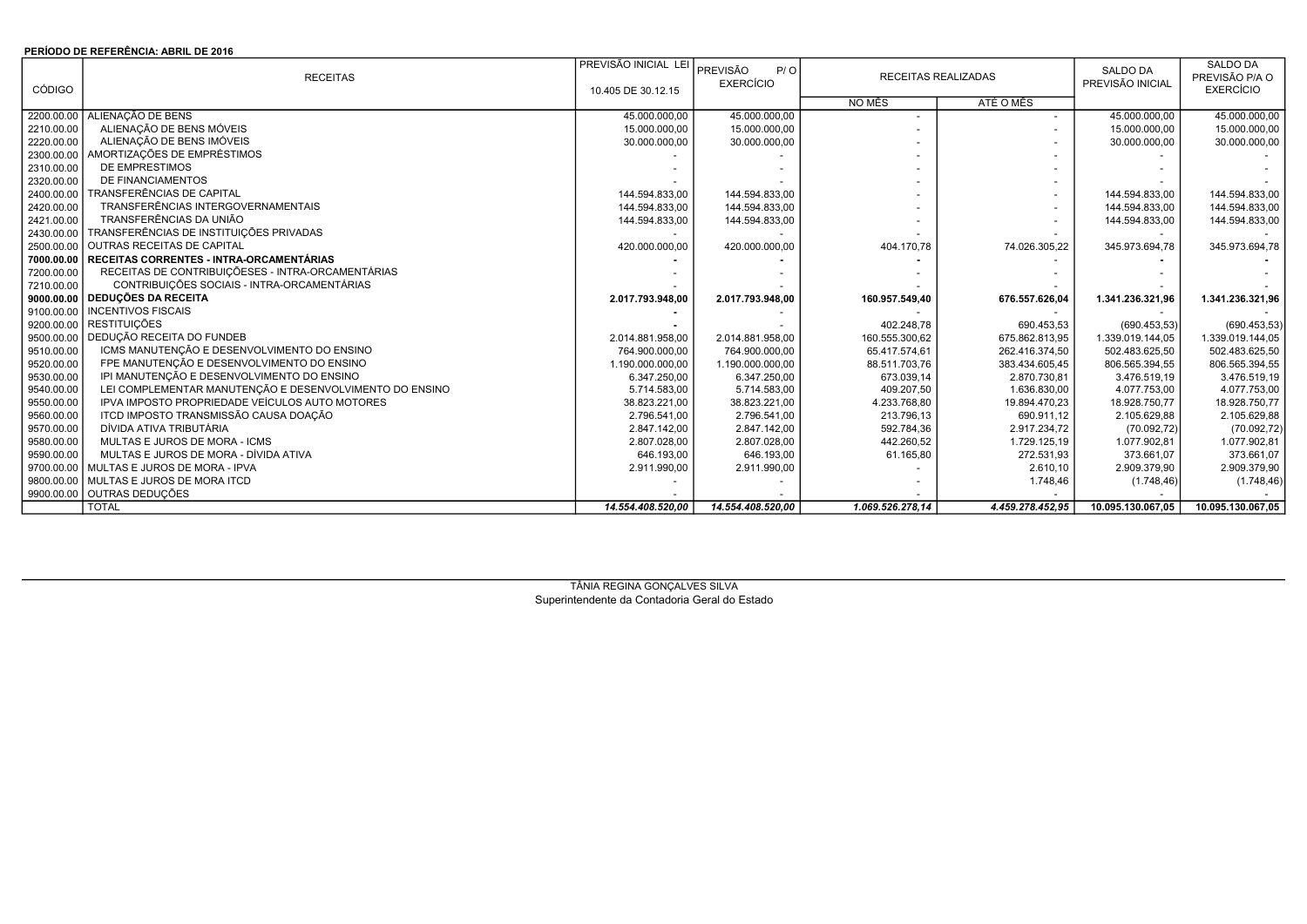**PERÍODO DE REFERÊNCIA: ABRIL DE 2016**

| CÓDIGO | RECEITAS | PREVISÃO INICIAL LEI 10.405 DE 30.12.15 | PREVISÃO P/ O EXERCÍCIO | RECEITAS REALIZADAS | | SALDO DA PREVISÃO INICIAL | SALDO DA PREVISÃO P/A O EXERCÍCIO |
|---|---|---|---|---|---|---|---|
| | | | | NO MÊS | ATÉ O MÊS | | |
| 2200.00.00 | ALIENAÇÃO DE BENS | 45.000.000,00 | 45.000.000,00 | - | - | 45.000.000,00 | 45.000.000,00 |
| 2210.00.00 | ALIENAÇÃO DE BENS MÓVEIS | 15.000.000,00 | 15.000.000,00 | - | - | 15.000.000,00 | 15.000.000,00 |
| 2220.00.00 | ALIENAÇÃO DE BENS IMÓVEIS | 30.000.000,00 | 30.000.000,00 | - | - | 30.000.000,00 | 30.000.000,00 |
| 2300.00.00 | AMORTIZAÇÕES DE EMPRÉSTIMOS | - | - | - | - | - | - |
| 2310.00.00 | DE EMPRESTIMOS | - | - | - | - | - | - |
| 2320.00.00 | DE FINANCIAMENTOS | - | - | - | - | - | - |
| 2400.00.00 | TRANSFERÊNCIAS DE CAPITAL | 144.594.833,00 | 144.594.833,00 | - | - | 144.594.833,00 | 144.594.833,00 |
| 2420.00.00 | TRANSFERÊNCIAS INTERGOVERNAMENTAIS | 144.594.833,00 | 144.594.833,00 | - | - | 144.594.833,00 | 144.594.833,00 |
| 2421.00.00 | TRANSFERÊNCIAS DA UNIÃO | 144.594.833,00 | 144.594.833,00 | - | - | 144.594.833,00 | 144.594.833,00 |
| 2430.00.00 | TRANSFERÊNCIAS DE INSTITUIÇÕES PRIVADAS | - | - | - | - | - | - |
| 2500.00.00 | OUTRAS RECEITAS DE CAPITAL | 420.000.000,00 | 420.000.000,00 | 404.170,78 | 74.026.305,22 | 345.973.694,78 | 345.973.694,78 |
| **7000.00.00** | **RECEITAS CORRENTES - INTRA-ORCAMENTÁRIAS** | **-** | **-** | **-** | - | **-** | **-** |
| 7200.00.00 | RECEITAS DE CONTRIBUIÇÕESES - INTRA-ORCAMENTÁRIAS | - | - | - | - | - | - |
| 7210.00.00 | CONTRIBUIÇÕES SOCIAIS - INTRA-ORCAMENTÁRIAS | - | - | - | - | - | - |
| **9000.00.00** | **DEDUÇÕES DA RECEITA** | **2.017.793.948,00** | **2.017.793.948,00** | **160.957.549,40** | **676.557.626,04** | **1.341.236.321,96** | **1.341.236.321,96** |
| 9100.00.00 | INCENTIVOS FISCAIS | **-** | - | - | - | - | - |
| 9200.00.00 | RESTITUIÇÕES | **-** | - | 402.248,78 | 690.453,53 | (690.453,53) | (690.453,53) |
| 9500.00.00 | DEDUÇÃO RECEITA DO FUNDEB | 2.014.881.958,00 | 2.014.881.958,00 | 160.555.300,62 | 675.862.813,95 | 1.339.019.144,05 | 1.339.019.144,05 |
| 9510.00.00 | ICMS MANUTENÇÃO E DESENVOLVIMENTO DO ENSINO | 764.900.000,00 | 764.900.000,00 | 65.417.574,61 | 262.416.374,50 | 502.483.625,50 | 502.483.625,50 |
| 9520.00.00 | FPE MANUTENÇÃO E DESENVOLVIMENTO DO ENSINO | 1.190.000.000,00 | 1.190.000.000,00 | 88.511.703,76 | 383.434.605,45 | 806.565.394,55 | 806.565.394,55 |
| 9530.00.00 | IPI MANUTENÇÃO E DESENVOLVIMENTO DO ENSINO | 6.347.250,00 | 6.347.250,00 | 673.039,14 | 2.870.730,81 | 3.476.519,19 | 3.476.519,19 |
| 9540.00.00 | LEI COMPLEMENTAR MANUTENÇÃO E DESENVOLVIMENTO DO ENSINO | 5.714.583,00 | 5.714.583,00 | 409.207,50 | 1.636.830,00 | 4.077.753,00 | 4.077.753,00 |
| 9550.00.00 | IPVA IMPOSTO PROPRIEDADE VEÍCULOS AUTO MOTORES | 38.823.221,00 | 38.823.221,00 | 4.233.768,80 | 19.894.470,23 | 18.928.750,77 | 18.928.750,77 |
| 9560.00.00 | ITCD IMPOSTO TRANSMISSÃO CAUSA DOAÇÃO | 2.796.541,00 | 2.796.541,00 | 213.796,13 | 690.911,12 | 2.105.629,88 | 2.105.629,88 |
| 9570.00.00 | DÍVIDA ATIVA TRIBUTÁRIA | 2.847.142,00 | 2.847.142,00 | 592.784,36 | 2.917.234,72 | (70.092,72) | (70.092,72) |
| 9580.00.00 | MULTAS E JUROS DE MORA - ICMS | 2.807.028,00 | 2.807.028,00 | 442.260,52 | 1.729.125,19 | 1.077.902,81 | 1.077.902,81 |
| 9590.00.00 | MULTAS E JUROS DE MORA - DÍVIDA ATIVA | 646.193,00 | 646.193,00 | 61.165,80 | 272.531,93 | 373.661,07 | 373.661,07 |
| 9700.00.00 | MULTAS E JUROS DE MORA - IPVA | 2.911.990,00 | 2.911.990,00 | - | 2.610,10 | 2.909.379,90 | 2.909.379,90 |
| 9800.00.00 | MULTAS E JUROS DE MORA ITCD | - | - | - | 1.748,46 | (1.748,46) | (1.748,46) |
| 9900.00.00 | OUTRAS DEDUÇÕES | - | - | - | - | - | - |
| | TOTAL | ***14.554.408.520,00*** | ***14.554.408.520,00*** | ***1.069.526.278,14*** | ***4.459.278.452,95*** | **10.095.130.067,05** | **10.095.130.067,05** |

TÂNIA REGINA GONÇALVES SILVA
Superintendente da Contadoria Geral do Estado